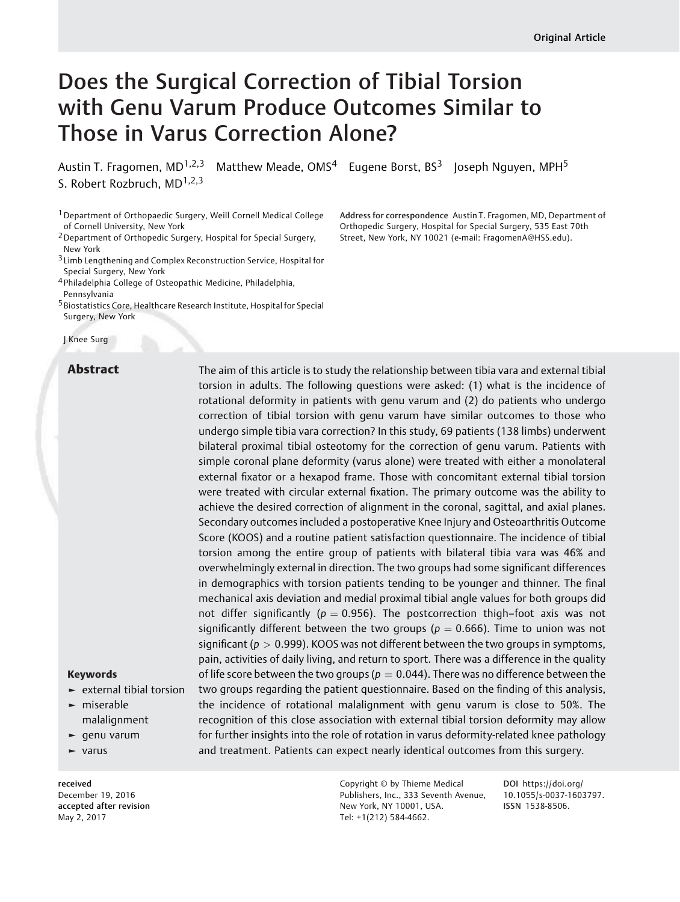Original Article

# Does the Surgical Correction of Tibial Torsion with Genu Varum Produce Outcomes Similar to Those in Varus Correction Alone?

Austin T. Fragomen, MD[1,2,3] Matthew Meade, OMS[4] Eugene Borst, BS[3] Joseph Nguyen, MPH[5] S. Robert Rozbruch, MD[1,2,3]

[1] Department of Orthopaedic Surgery, Weill Cornell Medical College of Cornell University, New York
[2] Department of Orthopedic Surgery, Hospital for Special Surgery, New York
[3] Limb Lengthening and Complex Reconstruction Service, Hospital for Special Surgery, New York
[4] Philadelphia College of Osteopathic Medicine, Philadelphia, Pennsylvania
[5] Biostatistics Core, Healthcare Research Institute, Hospital for Special Surgery, New York

Address for correspondence Austin T. Fragomen, MD, Department of Orthopedic Surgery, Hospital for Special Surgery, 535 East 70th Street, New York, NY 10021 (e-mail: FragomenA@HSS.edu).

J Knee Surg

## Abstract

The aim of this article is to study the relationship between tibia vara and external tibial torsion in adults. The following questions were asked: (1) what is the incidence of rotational deformity in patients with genu varum and (2) do patients who undergo correction of tibial torsion with genu varum have similar outcomes to those who undergo simple tibia vara correction? In this study, 69 patients (138 limbs) underwent bilateral proximal tibial osteotomy for the correction of genu varum. Patients with simple coronal plane deformity (varus alone) were treated with either a monolateral external fixator or a hexapod frame. Those with concomitant external tibial torsion were treated with circular external fixation. The primary outcome was the ability to achieve the desired correction of alignment in the coronal, sagittal, and axial planes. Secondary outcomes included a postoperative Knee Injury and Osteoarthritis Outcome Score (KOOS) and a routine patient satisfaction questionnaire. The incidence of tibial torsion among the entire group of patients with bilateral tibia vara was 46% and overwhelmingly external in direction. The two groups had some significant differences in demographics with torsion patients tending to be younger and thinner. The final mechanical axis deviation and medial proximal tibial angle values for both groups did not differ significantly ($p = 0.956$). The postcorrection thigh–foot axis was not significantly different between the two groups ($p = 0.666$). Time to union was not significant ($p > 0.999$). KOOS was not different between the two groups in symptoms, pain, activities of daily living, and return to sport. There was a difference in the quality of life score between the two groups ($p = 0.044$). There was no difference between the two groups regarding the patient questionnaire. Based on the finding of this analysis, the incidence of rotational malalignment with genu varum is close to 50%. The recognition of this close association with external tibial torsion deformity may allow for further insights into the role of rotation in varus deformity-related knee pathology and treatment. Patients can expect nearly identical outcomes from this surgery.

**Keywords**

- external tibial torsion
- miserable malalignment
- genu varum
- varus

**received** December 19, 2016
**accepted after revision** May 2, 2017

Copyright © by Thieme Medical Publishers, Inc., 333 Seventh Avenue, New York, NY 10001, USA. Tel: +1(212) 584-4662.

DOI https://doi.org/10.1055/s-0037-1603797. ISSN 1538-8506.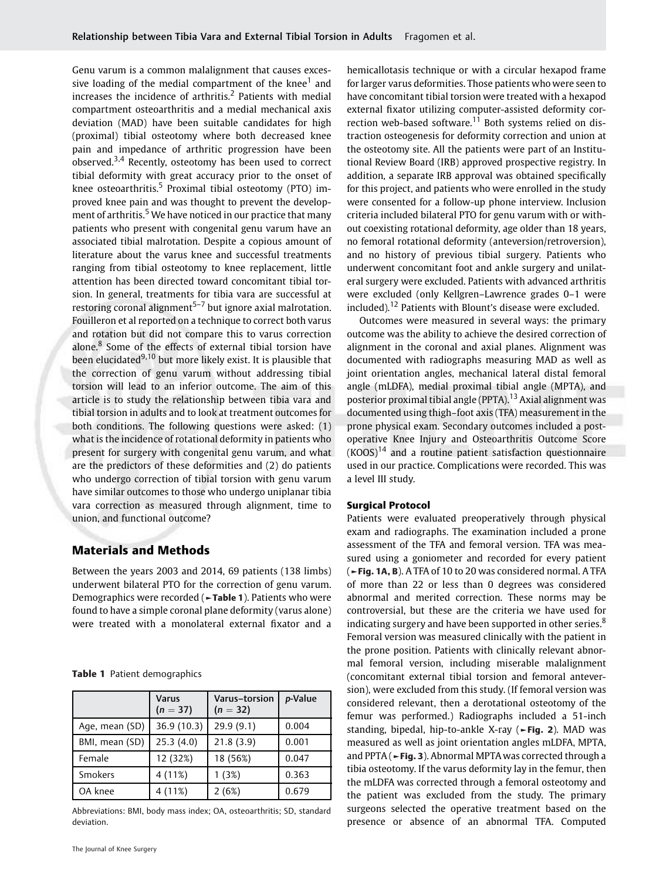Genu varum is a common malalignment that causes excessive loading of the medial compartment of the knee[1] and increases the incidence of arthritis.[2] Patients with medial compartment osteoarthritis and a medial mechanical axis deviation (MAD) have been suitable candidates for high (proximal) tibial osteotomy where both decreased knee pain and impedance of arthritic progression have been observed.[3,4] Recently, osteotomy has been used to correct tibial deformity with great accuracy prior to the onset of knee osteoarthritis.[5] Proximal tibial osteotomy (PTO) improved knee pain and was thought to prevent the development of arthritis.[5] We have noticed in our practice that many patients who present with congenital genu varum have an associated tibial malrotation. Despite a copious amount of literature about the varus knee and successful treatments ranging from tibial osteotomy to knee replacement, little attention has been directed toward concomitant tibial torsion. In general, treatments for tibia vara are successful at restoring coronal alignment[5–7] but ignore axial malrotation. Fouilleron et al reported on a technique to correct both varus and rotation but did not compare this to varus correction alone.[8] Some of the effects of external tibial torsion have been elucidated[9,10] but more likely exist. It is plausible that the correction of genu varum without addressing tibial torsion will lead to an inferior outcome. The aim of this article is to study the relationship between tibia vara and tibial torsion in adults and to look at treatment outcomes for both conditions. The following questions were asked: (1) what is the incidence of rotational deformity in patients who present for surgery with congenital genu varum, and what are the predictors of these deformities and (2) do patients who undergo correction of tibial torsion with genu varum have similar outcomes to those who undergo uniplanar tibia vara correction as measured through alignment, time to union, and functional outcome?

## Materials and Methods

Between the years 2003 and 2014, 69 patients (138 limbs) underwent bilateral PTO for the correction of genu varum. Demographics were recorded (►Table 1). Patients who were found to have a simple coronal plane deformity (varus alone) were treated with a monolateral external fixator and a hemicallotasis technique or with a circular hexapod frame for larger varus deformities. Those patients who were seen to have concomitant tibial torsion were treated with a hexapod external fixator utilizing computer-assisted deformity correction web-based software.[11] Both systems relied on distraction osteogenesis for deformity correction and union at the osteotomy site. All the patients were part of an Institutional Review Board (IRB) approved prospective registry. In addition, a separate IRB approval was obtained specifically for this project, and patients who were enrolled in the study were consented for a follow-up phone interview. Inclusion criteria included bilateral PTO for genu varum with or without coexisting rotational deformity, age older than 18 years, no femoral rotational deformity (anteversion/retroversion), and no history of previous tibial surgery. Patients who underwent concomitant foot and ankle surgery and unilateral surgery were excluded. Patients with advanced arthritis were excluded (only Kellgren–Lawrence grades 0–1 were included).[12] Patients with Blount's disease were excluded.

**Table 1** Patient demographics

| | Varus ($n = 37$) | Varus–torsion ($n = 32$) | *p*-Value |
|---|---|---|---|
| Age, mean (SD) | 36.9 (10.3) | 29.9 (9.1) | 0.004 |
| BMI, mean (SD) | 25.3 (4.0) | 21.8 (3.9) | 0.001 |
| Female | 12 (32%) | 18 (56%) | 0.047 |
| Smokers | 4 (11%) | 1 (3%) | 0.363 |
| OA knee | 4 (11%) | 2 (6%) | 0.679 |

Abbreviations: BMI, body mass index; OA, osteoarthritis; SD, standard deviation.

Outcomes were measured in several ways: the primary outcome was the ability to achieve the desired correction of alignment in the coronal and axial planes. Alignment was documented with radiographs measuring MAD as well as joint orientation angles, mechanical lateral distal femoral angle (mLDFA), medial proximal tibial angle (MPTA), and posterior proximal tibial angle (PPTA).[13] Axial alignment was documented using thigh–foot axis (TFA) measurement in the prone physical exam. Secondary outcomes included a postoperative Knee Injury and Osteoarthritis Outcome Score (KOOS)[14] and a routine patient satisfaction questionnaire used in our practice. Complications were recorded. This was a level III study.

### Surgical Protocol

Patients were evaluated preoperatively through physical exam and radiographs. The examination included a prone assessment of the TFA and femoral version. TFA was measured using a goniometer and recorded for every patient (►Fig. 1A, B). A TFA of 10 to 20 was considered normal. A TFA of more than 22 or less than 0 degrees was considered abnormal and merited correction. These norms may be controversial, but these are the criteria we have used for indicating surgery and have been supported in other series.[8] Femoral version was measured clinically with the patient in the prone position. Patients with clinically relevant abnormal femoral version, including miserable malalignment (concomitant external tibial torsion and femoral anteversion), were excluded from this study. (If femoral version was considered relevant, then a derotational osteotomy of the femur was performed.) Radiographs included a 51-inch standing, bipedal, hip-to-ankle X-ray (►Fig. 2). MAD was measured as well as joint orientation angles mLDFA, MPTA, and PPTA (►Fig. 3). Abnormal MPTA was corrected through a tibia osteotomy. If the varus deformity lay in the femur, then the mLDFA was corrected through a femoral osteotomy and the patient was excluded from the study. The primary surgeons selected the operative treatment based on the presence or absence of an abnormal TFA. Computed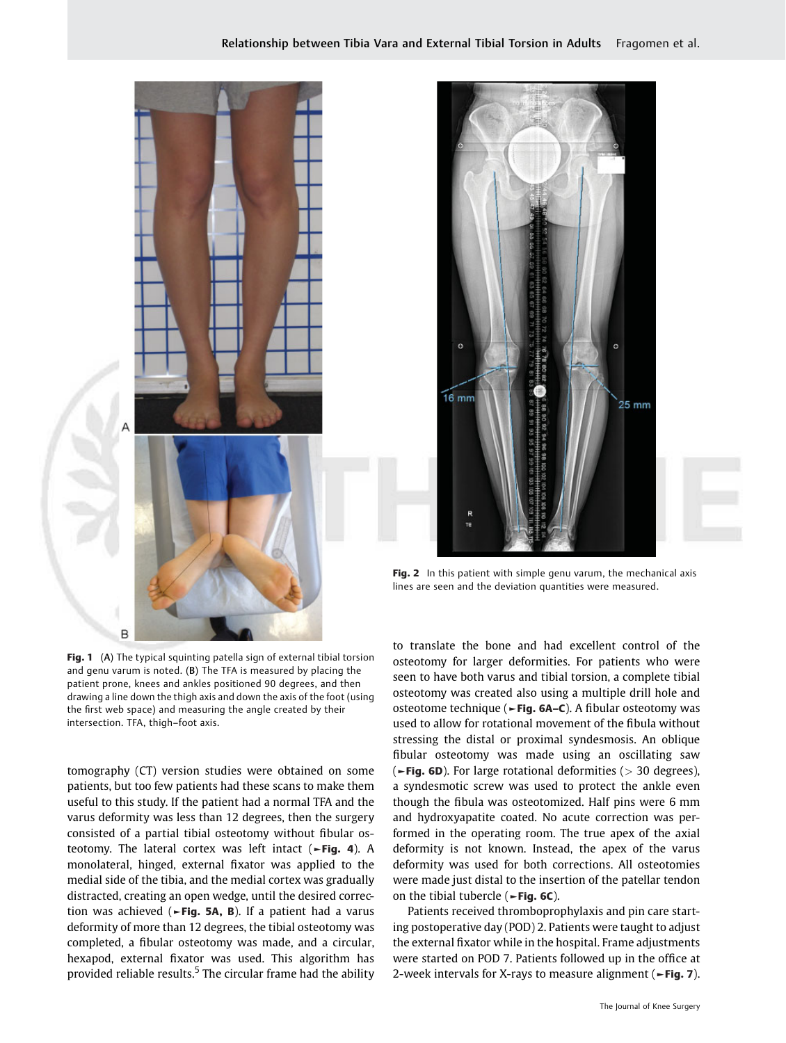Fig. 1 (A) The typical squinting patella sign of external tibial torsion and genu varum is noted. (B) The TFA is measured by placing the patient prone, knees and ankles positioned 90 degrees, and then drawing a line down the thigh axis and down the axis of the foot (using the first web space) and measuring the angle created by their intersection. TFA, thigh–foot axis.

Fig. 2 In this patient with simple genu varum, the mechanical axis lines are seen and the deviation quantities were measured.

tomography (CT) version studies were obtained on some patients, but too few patients had these scans to make them useful to this study. If the patient had a normal TFA and the varus deformity was less than 12 degrees, then the surgery consisted of a partial tibial osteotomy without fibular osteotomy. The lateral cortex was left intact (►Fig. 4). A monolateral, hinged, external fixator was applied to the medial side of the tibia, and the medial cortex was gradually distracted, creating an open wedge, until the desired correction was achieved (►Fig. 5A, B). If a patient had a varus deformity of more than 12 degrees, the tibial osteotomy was completed, a fibular osteotomy was made, and a circular, hexapod, external fixator was used. This algorithm has provided reliable results.[5] The circular frame had the ability to translate the bone and had excellent control of the osteotomy for larger deformities. For patients who were seen to have both varus and tibial torsion, a complete tibial osteotomy was created also using a multiple drill hole and osteotome technique (►Fig. 6A–C). A fibular osteotomy was used to allow for rotational movement of the fibula without stressing the distal or proximal syndesmosis. An oblique fibular osteotomy was made using an oscillating saw (►Fig. 6D). For large rotational deformities (> 30 degrees), a syndesmotic screw was used to protect the ankle even though the fibula was osteotomized. Half pins were 6 mm and hydroxyapatite coated. No acute correction was performed in the operating room. The true apex of the axial deformity is not known. Instead, the apex of the varus deformity was used for both corrections. All osteotomies were made just distal to the insertion of the patellar tendon on the tibial tubercle (►Fig. 6C).

Patients received thromboprophylaxis and pin care starting postoperative day (POD) 2. Patients were taught to adjust the external fixator while in the hospital. Frame adjustments were started on POD 7. Patients followed up in the office at 2-week intervals for X-rays to measure alignment (►Fig. 7).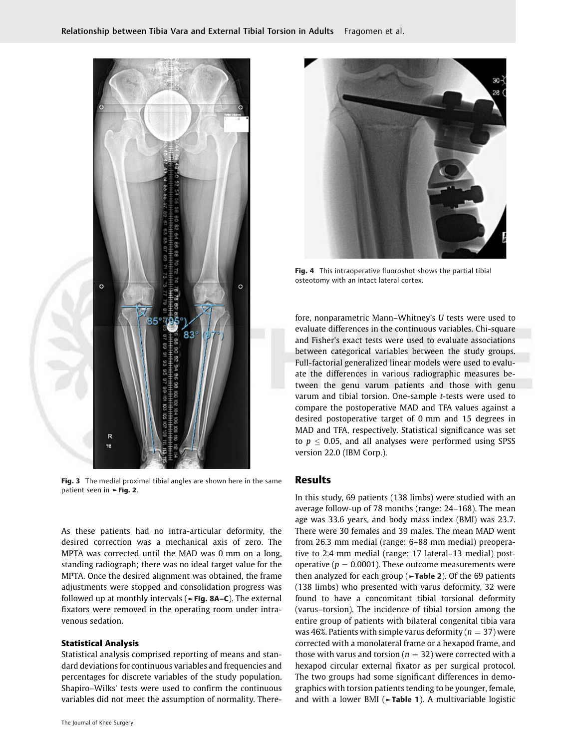Fig. 3 The medial proximal tibial angles are shown here in the same patient seen in ►Fig. 2.

As these patients had no intra-articular deformity, the desired correction was a mechanical axis of zero. The MPTA was corrected until the MAD was 0 mm on a long, standing radiograph; there was no ideal target value for the MPTA. Once the desired alignment was obtained, the frame adjustments were stopped and consolidation progress was followed up at monthly intervals (►Fig. 8A–C). The external fixators were removed in the operating room under intravenous sedation.

### Statistical Analysis

Statistical analysis comprised reporting of means and standard deviations for continuous variables and frequencies and percentages for discrete variables of the study population. Shapiro–Wilks' tests were used to confirm the continuous variables did not meet the assumption of normality. Therefore, nonparametric Mann–Whitney's *U* tests were used to evaluate differences in the continuous variables. Chi-square and Fisher's exact tests were used to evaluate associations between categorical variables between the study groups. Full-factorial generalized linear models were used to evaluate the differences in various radiographic measures between the genu varum patients and those with genu varum and tibial torsion. One-sample *t*-tests were used to compare the postoperative MAD and TFA values against a desired postoperative target of 0 mm and 15 degrees in MAD and TFA, respectively. Statistical significance was set to $p \leq 0.05$, and all analyses were performed using SPSS version 22.0 (IBM Corp.).

Fig. 4 This intraoperative fluoroshot shows the partial tibial osteotomy with an intact lateral cortex.

## Results

In this study, 69 patients (138 limbs) were studied with an average follow-up of 78 months (range: 24–168). The mean age was 33.6 years, and body mass index (BMI) was 23.7. There were 30 females and 39 males. The mean MAD went from 26.3 mm medial (range: 6–88 mm medial) preoperative to 2.4 mm medial (range: 17 lateral–13 medial) postoperative ($p = 0.0001$). These outcome measurements were then analyzed for each group (►Table 2). Of the 69 patients (138 limbs) who presented with varus deformity, 32 were found to have a concomitant tibial torsional deformity (varus–torsion). The incidence of tibial torsion among the entire group of patients with bilateral congenital tibia vara was 46%. Patients with simple varus deformity ($n = 37$) were corrected with a monolateral frame or a hexapod frame, and those with varus and torsion ($n = 32$) were corrected with a hexapod circular external fixator as per surgical protocol. The two groups had some significant differences in demographics with torsion patients tending to be younger, female, and with a lower BMI (►Table 1). A multivariable logistic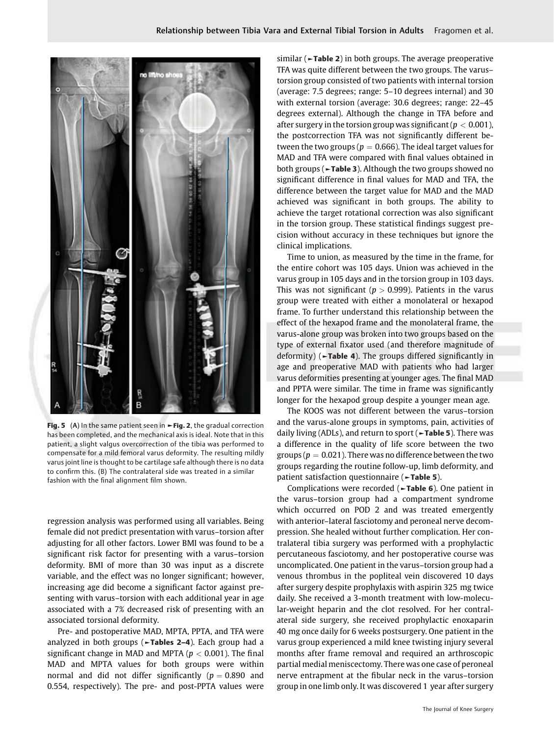**Fig. 5** (A) In the same patient seen in ►**Fig. 2**, the gradual correction has been completed, and the mechanical axis is ideal. Note that in this patient, a slight valgus overcorrection of the tibia was performed to compensate for a mild femoral varus deformity. The resulting mildly varus joint line is thought to be cartilage safe although there is no data to confirm this. (B) The contralateral side was treated in a similar fashion with the final alignment film shown.

regression analysis was performed using all variables. Being female did not predict presentation with varus–torsion after adjusting for all other factors. Lower BMI was found to be a significant risk factor for presenting with a varus–torsion deformity. BMI of more than 30 was input as a discrete variable, and the effect was no longer significant; however, increasing age did become a significant factor against presenting with varus–torsion with each additional year in age associated with a 7% decreased risk of presenting with an associated torsional deformity.

Pre- and postoperative MAD, MPTA, PPTA, and TFA were analyzed in both groups (►**Tables 2–4**). Each group had a significant change in MAD and MPTA ($p < 0.001$). The final MAD and MPTA values for both groups were within normal and did not differ significantly ($p = 0.890$ and 0.554, respectively). The pre- and post-PPTA values were similar (►**Table 2**) in both groups. The average preoperative TFA was quite different between the two groups. The varus–torsion group consisted of two patients with internal torsion (average: 7.5 degrees; range: 5–10 degrees internal) and 30 with external torsion (average: 30.6 degrees; range: 22–45 degrees external). Although the change in TFA before and after surgery in the torsion group was significant ($p < 0.001$), the postcorrection TFA was not significantly different between the two groups ($p = 0.666$). The ideal target values for MAD and TFA were compared with final values obtained in both groups (►**Table 3**). Although the two groups showed no significant difference in final values for MAD and TFA, the difference between the target value for MAD and the MAD achieved was significant in both groups. The ability to achieve the target rotational correction was also significant in the torsion group. These statistical findings suggest precision without accuracy in these techniques but ignore the clinical implications.

Time to union, as measured by the time in the frame, for the entire cohort was 105 days. Union was achieved in the varus group in 105 days and in the torsion group in 103 days. This was not significant ($p > 0.999$). Patients in the varus group were treated with either a monolateral or hexapod frame. To further understand this relationship between the effect of the hexapod frame and the monolateral frame, the varus-alone group was broken into two groups based on the type of external fixator used (and therefore magnitude of deformity) (►**Table 4**). The groups differed significantly in age and preoperative MAD with patients who had larger varus deformities presenting at younger ages. The final MAD and PPTA were similar. The time in frame was significantly longer for the hexapod group despite a younger mean age.

The KOOS was not different between the varus–torsion and the varus-alone groups in symptoms, pain, activities of daily living (ADLs), and return to sport (►**Table 5**). There was a difference in the quality of life score between the two groups ($p = 0.021$). There was no difference between the two groups regarding the routine follow-up, limb deformity, and patient satisfaction questionnaire (►**Table 5**).

Complications were recorded (►**Table 6**). One patient in the varus–torsion group had a compartment syndrome which occurred on POD 2 and was treated emergently with anterior–lateral fasciotomy and peroneal nerve decompression. She healed without further complication. Her contralateral tibia surgery was performed with a prophylactic percutaneous fasciotomy, and her postoperative course was uncomplicated. One patient in the varus–torsion group had a venous thrombus in the popliteal vein discovered 10 days after surgery despite prophylaxis with aspirin 325 mg twice daily. She received a 3-month treatment with low-molecular-weight heparin and the clot resolved. For her contralateral side surgery, she received prophylactic enoxaparin 40 mg once daily for 6 weeks postsurgery. One patient in the varus group experienced a mild knee twisting injury several months after frame removal and required an arthroscopic partial medial meniscectomy. There was one case of peroneal nerve entrapment at the fibular neck in the varus–torsion group in one limb only. It was discovered 1 year after surgery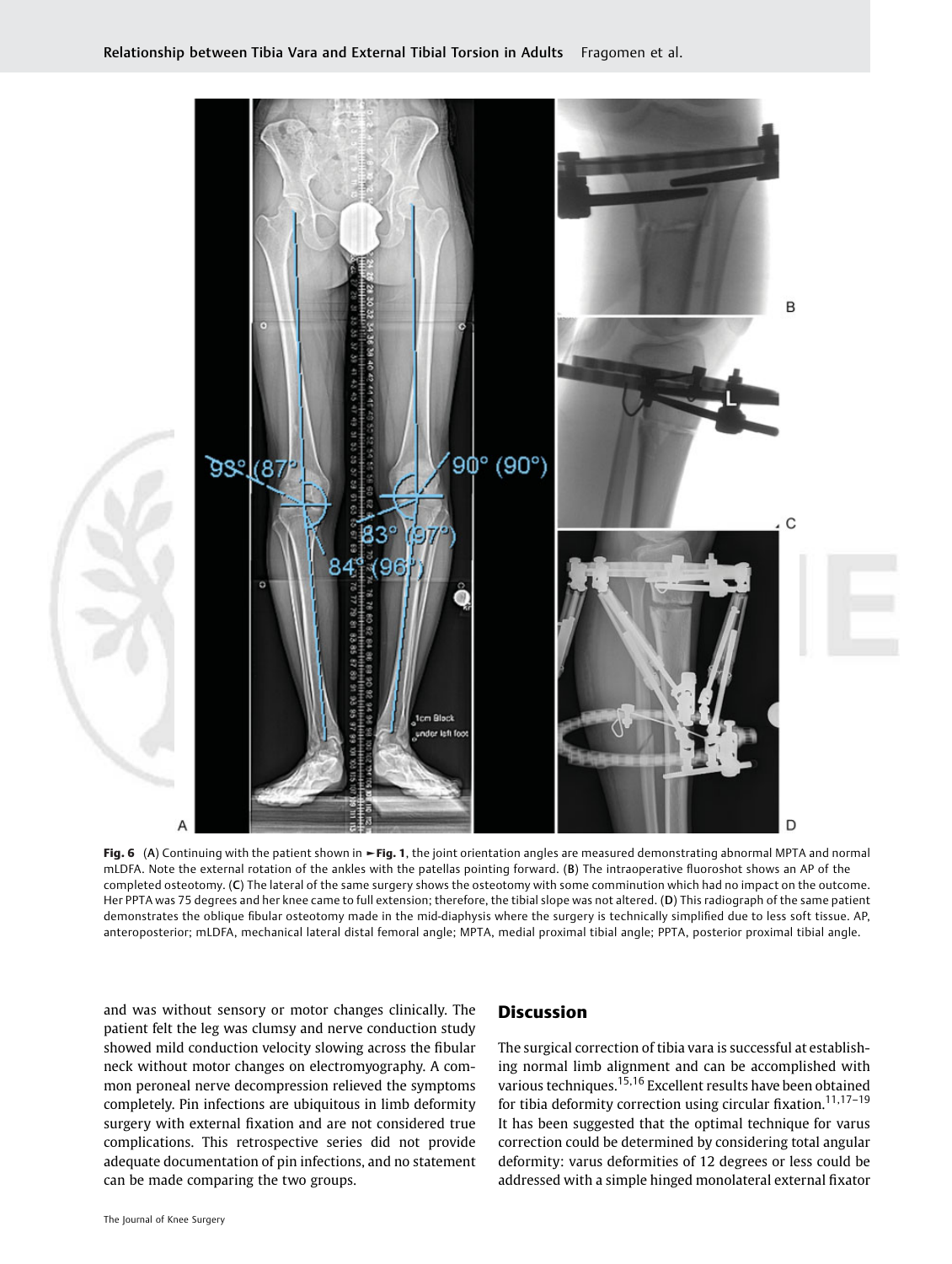**Fig. 6** (A) Continuing with the patient shown in ►Fig. 1, the joint orientation angles are measured demonstrating abnormal MPTA and normal mLDFA. Note the external rotation of the ankles with the patellas pointing forward. (B) The intraoperative fluoroshot shows an AP of the completed osteotomy. (C) The lateral of the same surgery shows the osteotomy with some comminution which had no impact on the outcome. Her PPTA was 75 degrees and her knee came to full extension; therefore, the tibial slope was not altered. (D) This radiograph of the same patient demonstrates the oblique fibular osteotomy made in the mid-diaphysis where the surgery is technically simplified due to less soft tissue. AP, anteroposterior; mLDFA, mechanical lateral distal femoral angle; MPTA, medial proximal tibial angle; PPTA, posterior proximal tibial angle.

and was without sensory or motor changes clinically. The patient felt the leg was clumsy and nerve conduction study showed mild conduction velocity slowing across the fibular neck without motor changes on electromyography. A common peroneal nerve decompression relieved the symptoms completely. Pin infections are ubiquitous in limb deformity surgery with external fixation and are not considered true complications. This retrospective series did not provide adequate documentation of pin infections, and no statement can be made comparing the two groups.

## Discussion

The surgical correction of tibia vara is successful at establishing normal limb alignment and can be accomplished with various techniques.[15,16] Excellent results have been obtained for tibia deformity correction using circular fixation.[11,17–19] It has been suggested that the optimal technique for varus correction could be determined by considering total angular deformity: varus deformities of 12 degrees or less could be addressed with a simple hinged monolateral external fixator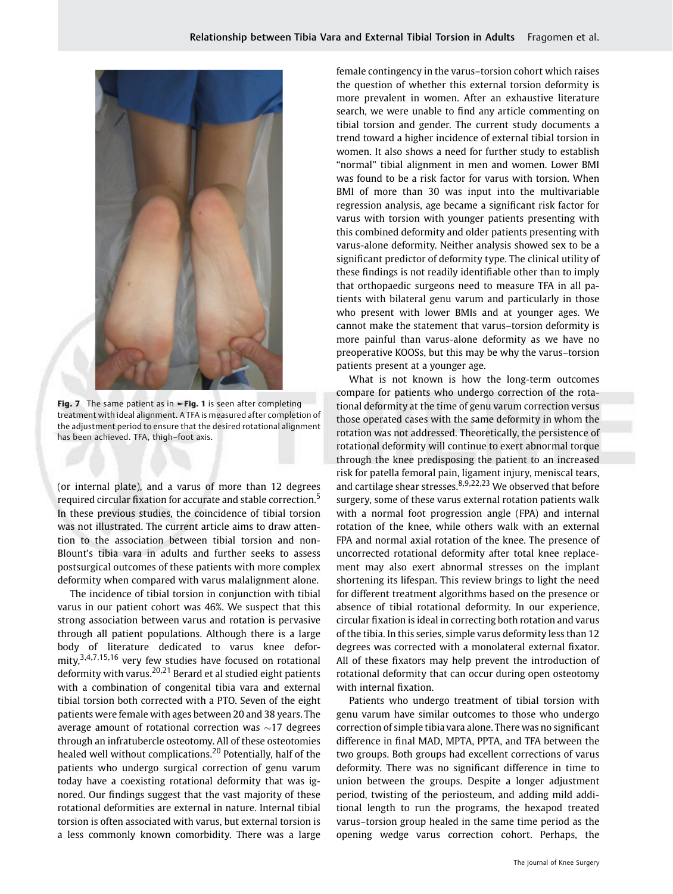Fig. 7 The same patient as in ►Fig. 1 is seen after completing treatment with ideal alignment. A TFA is measured after completion of the adjustment period to ensure that the desired rotational alignment has been achieved. TFA, thigh–foot axis.

(or internal plate), and a varus of more than 12 degrees required circular fixation for accurate and stable correction.[5] In these previous studies, the coincidence of tibial torsion was not illustrated. The current article aims to draw attention to the association between tibial torsion and non-Blount's tibia vara in adults and further seeks to assess postsurgical outcomes of these patients with more complex deformity when compared with varus malalignment alone.

The incidence of tibial torsion in conjunction with tibial varus in our patient cohort was 46%. We suspect that this strong association between varus and rotation is pervasive through all patient populations. Although there is a large body of literature dedicated to varus knee deformity,[3,4,7,15,16] very few studies have focused on rotational deformity with varus.[20,21] Berard et al studied eight patients with a combination of congenital tibia vara and external tibial torsion both corrected with a PTO. Seven of the eight patients were female with ages between 20 and 38 years. The average amount of rotational correction was ~17 degrees through an infratubercle osteotomy. All of these osteotomies healed well without complications.[20] Potentially, half of the patients who undergo surgical correction of genu varum today have a coexisting rotational deformity that was ignored. Our findings suggest that the vast majority of these rotational deformities are external in nature. Internal tibial torsion is often associated with varus, but external torsion is a less commonly known comorbidity. There was a large female contingency in the varus–torsion cohort which raises the question of whether this external torsion deformity is more prevalent in women. After an exhaustive literature search, we were unable to find any article commenting on tibial torsion and gender. The current study documents a trend toward a higher incidence of external tibial torsion in women. It also shows a need for further study to establish "normal" tibial alignment in men and women. Lower BMI was found to be a risk factor for varus with torsion. When BMI of more than 30 was input into the multivariable regression analysis, age became a significant risk factor for varus with torsion with younger patients presenting with this combined deformity and older patients presenting with varus-alone deformity. Neither analysis showed sex to be a significant predictor of deformity type. The clinical utility of these findings is not readily identifiable other than to imply that orthopaedic surgeons need to measure TFA in all patients with bilateral genu varum and particularly in those who present with lower BMIs and at younger ages. We cannot make the statement that varus–torsion deformity is more painful than varus-alone deformity as we have no preoperative KOOSs, but this may be why the varus–torsion patients present at a younger age.

What is not known is how the long-term outcomes compare for patients who undergo correction of the rotational deformity at the time of genu varum correction versus those operated cases with the same deformity in whom the rotation was not addressed. Theoretically, the persistence of rotational deformity will continue to exert abnormal torque through the knee predisposing the patient to an increased risk for patella femoral pain, ligament injury, meniscal tears, and cartilage shear stresses.[8,9,22,23] We observed that before surgery, some of these varus external rotation patients walk with a normal foot progression angle (FPA) and internal rotation of the knee, while others walk with an external FPA and normal axial rotation of the knee. The presence of uncorrected rotational deformity after total knee replacement may also exert abnormal stresses on the implant shortening its lifespan. This review brings to light the need for different treatment algorithms based on the presence or absence of tibial rotational deformity. In our experience, circular fixation is ideal in correcting both rotation and varus of the tibia. In this series, simple varus deformity less than 12 degrees was corrected with a monolateral external fixator. All of these fixators may help prevent the introduction of rotational deformity that can occur during open osteotomy with internal fixation.

Patients who undergo treatment of tibial torsion with genu varum have similar outcomes to those who undergo correction of simple tibia vara alone. There was no significant difference in final MAD, MPTA, PPTA, and TFA between the two groups. Both groups had excellent corrections of varus deformity. There was no significant difference in time to union between the groups. Despite a longer adjustment period, twisting of the periosteum, and adding mild additional length to run the programs, the hexapod treated varus–torsion group healed in the same time period as the opening wedge varus correction cohort. Perhaps, the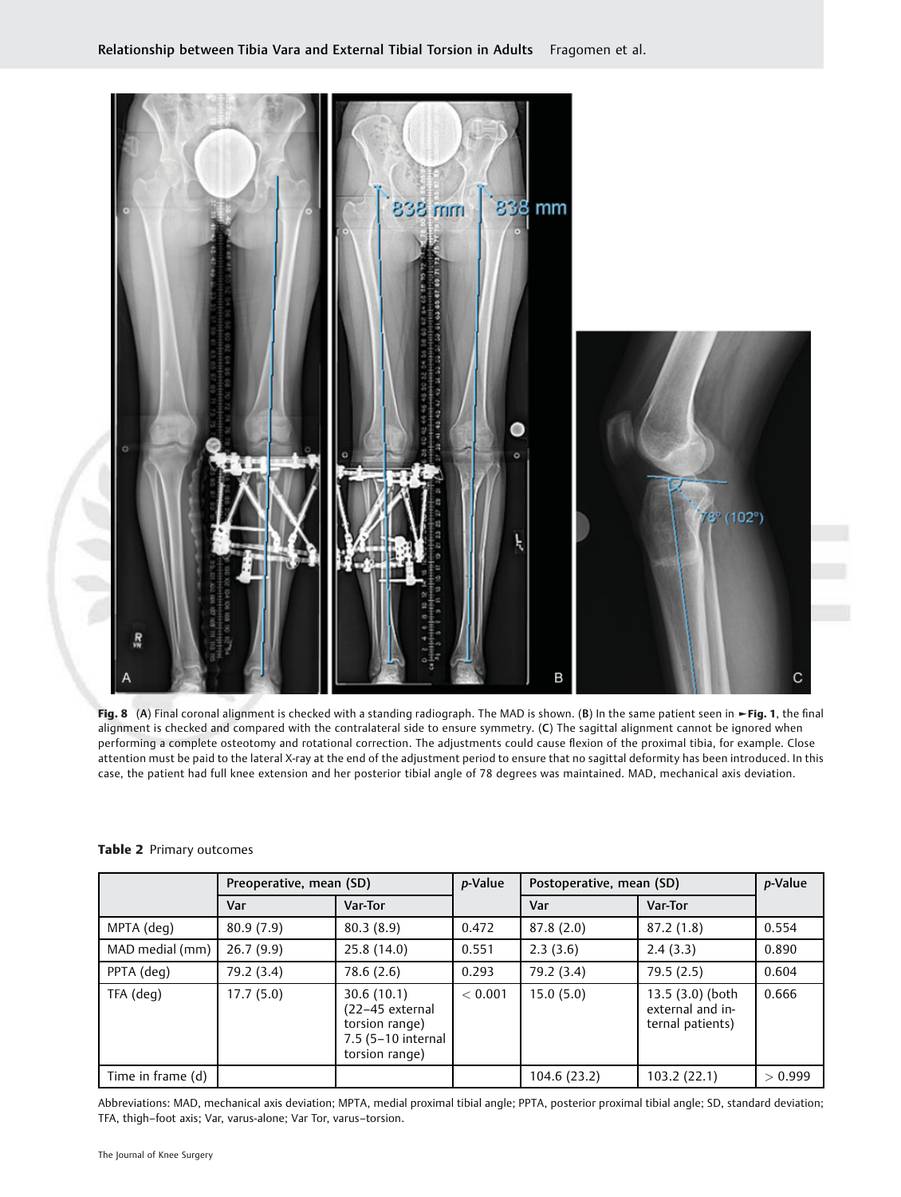**Fig. 8** (A) Final coronal alignment is checked with a standing radiograph. The MAD is shown. (B) In the same patient seen in ►Fig. 1, the final alignment is checked and compared with the contralateral side to ensure symmetry. (C) The sagittal alignment cannot be ignored when performing a complete osteotomy and rotational correction. The adjustments could cause flexion of the proximal tibia, for example. Close attention must be paid to the lateral X-ray at the end of the adjustment period to ensure that no sagittal deformity has been introduced. In this case, the patient had full knee extension and her posterior tibial angle of 78 degrees was maintained. MAD, mechanical axis deviation.

**Table 2** Primary outcomes

| | Preoperative, mean (SD) | | *p*-Value | Postoperative, mean (SD) | | *p*-Value |
|---|---|---|---|---|---|---|
| | Var | Var-Tor | | Var | Var-Tor | |
| MPTA (deg) | 80.9 (7.9) | 80.3 (8.9) | 0.472 | 87.8 (2.0) | 87.2 (1.8) | 0.554 |
| MAD medial (mm) | 26.7 (9.9) | 25.8 (14.0) | 0.551 | 2.3 (3.6) | 2.4 (3.3) | 0.890 |
| PPTA (deg) | 79.2 (3.4) | 78.6 (2.6) | 0.293 | 79.2 (3.4) | 79.5 (2.5) | 0.604 |
| TFA (deg) | 17.7 (5.0) | 30.6 (10.1) (22–45 external torsion range) 7.5 (5–10 internal torsion range) | < 0.001 | 15.0 (5.0) | 13.5 (3.0) (both external and internal patients) | 0.666 |
| Time in frame (d) | | | | 104.6 (23.2) | 103.2 (22.1) | > 0.999 |

Abbreviations: MAD, mechanical axis deviation; MPTA, medial proximal tibial angle; PPTA, posterior proximal tibial angle; SD, standard deviation; TFA, thigh–foot axis; Var, varus-alone; Var Tor, varus–torsion.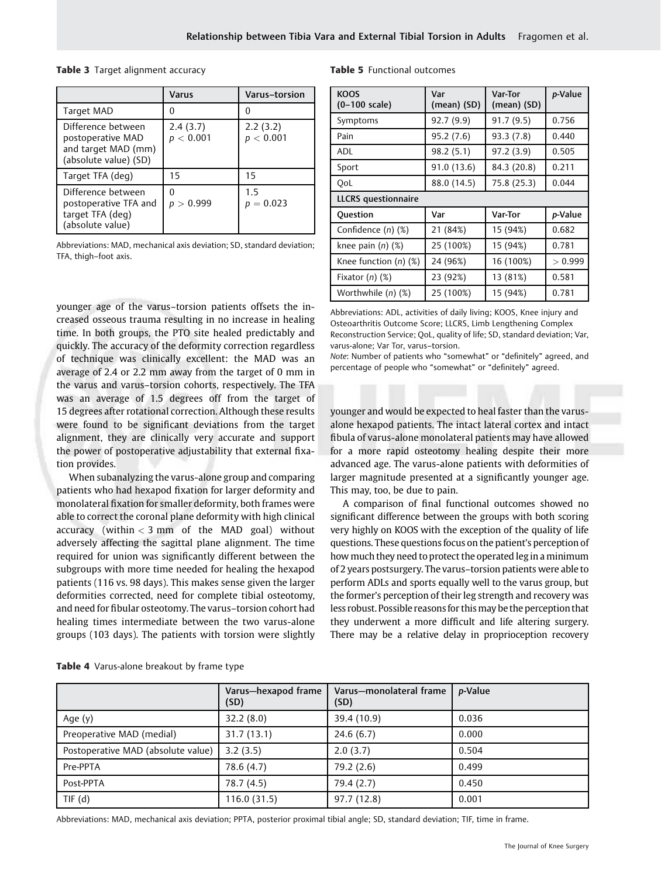**Table 3** Target alignment accuracy

| | Varus | Varus–torsion |
|---|---|---|
| Target MAD | 0 | 0 |
| Difference between postoperative MAD and target MAD (mm) (absolute value) (SD) | 2.4 (3.7) $p < 0.001$ | 2.2 (3.2) $p < 0.001$ |
| Target TFA (deg) | 15 | 15 |
| Difference between postoperative TFA and target TFA (deg) (absolute value) | 0 $p > 0.999$ | 1.5 $p = 0.023$ |

Abbreviations: MAD, mechanical axis deviation; SD, standard deviation; TFA, thigh–foot axis.

younger age of the varus–torsion patients offsets the increased osseous trauma resulting in no increase in healing time. In both groups, the PTO site healed predictably and quickly. The accuracy of the deformity correction regardless of technique was clinically excellent: the MAD was an average of 2.4 or 2.2 mm away from the target of 0 mm in the varus and varus–torsion cohorts, respectively. The TFA was an average of 1.5 degrees off from the target of 15 degrees after rotational correction. Although these results were found to be significant deviations from the target alignment, they are clinically very accurate and support the power of postoperative adjustability that external fixation provides.

When subanalyzing the varus-alone group and comparing patients who had hexapod fixation for larger deformity and monolateral fixation for smaller deformity, both frames were able to correct the coronal plane deformity with high clinical accuracy (within < 3 mm of the MAD goal) without adversely affecting the sagittal plane alignment. The time required for union was significantly different between the subgroups with more time needed for healing the hexapod patients (116 vs. 98 days). This makes sense given the larger deformities corrected, need for complete tibial osteotomy, and need for fibular osteotomy. The varus–torsion cohort had healing times intermediate between the two varus-alone groups (103 days). The patients with torsion were slightly younger and would be expected to heal faster than the varus-alone hexapod patients. The intact lateral cortex and intact fibula of varus-alone monolateral patients may have allowed for a more rapid osteotomy healing despite their more advanced age. The varus-alone patients with deformities of larger magnitude presented at a significantly younger age. This may, too, be due to pain.

A comparison of final functional outcomes showed no significant difference between the groups with both scoring very highly on KOOS with the exception of the quality of life questions. These questions focus on the patient's perception of how much they need to protect the operated leg in a minimum of 2 years postsurgery. The varus–torsion patients were able to perform ADLs and sports equally well to the varus group, but the former's perception of their leg strength and recovery was less robust. Possible reasons for this may be the perception that they underwent a more difficult and life altering surgery. There may be a relative delay in proprioception recovery

**Table 5** Functional outcomes

| KOOS (0–100 scale) | Var (mean) (SD) | Var-Tor (mean) (SD) | *p*-Value |
|---|---|---|---|
| Symptoms | 92.7 (9.9) | 91.7 (9.5) | 0.756 |
| Pain | 95.2 (7.6) | 93.3 (7.8) | 0.440 |
| ADL | 98.2 (5.1) | 97.2 (3.9) | 0.505 |
| Sport | 91.0 (13.6) | 84.3 (20.8) | 0.211 |
| QoL | 88.0 (14.5) | 75.8 (25.3) | 0.044 |
| **LLCRS questionnaire** | | | |
| Question | Var | Var-Tor | *p*-Value |
| Confidence (*n*) (%) | 21 (84%) | 15 (94%) | 0.682 |
| knee pain (*n*) (%) | 25 (100%) | 15 (94%) | 0.781 |
| Knee function (*n*) (%) | 24 (96%) | 16 (100%) | > 0.999 |
| Fixator (*n*) (%) | 23 (92%) | 13 (81%) | 0.581 |
| Worthwhile (*n*) (%) | 25 (100%) | 15 (94%) | 0.781 |

Abbreviations: ADL, activities of daily living; KOOS, Knee injury and Osteoarthritis Outcome Score; LLCRS, Limb Lengthening Complex Reconstruction Service; QoL, quality of life; SD, standard deviation; Var, varus-alone; Var Tor, varus–torsion.
*Note*: Number of patients who "somewhat" or "definitely" agreed, and percentage of people who "somewhat" or "definitely" agreed.

**Table 4** Varus-alone breakout by frame type

| | Varus—hexapod frame (SD) | Varus—monolateral frame (SD) | *p*-Value |
|---|---|---|---|
| Age (y) | 32.2 (8.0) | 39.4 (10.9) | 0.036 |
| Preoperative MAD (medial) | 31.7 (13.1) | 24.6 (6.7) | 0.000 |
| Postoperative MAD (absolute value) | 3.2 (3.5) | 2.0 (3.7) | 0.504 |
| Pre-PPTA | 78.6 (4.7) | 79.2 (2.6) | 0.499 |
| Post-PPTA | 78.7 (4.5) | 79.4 (2.7) | 0.450 |
| TIF (d) | 116.0 (31.5) | 97.7 (12.8) | 0.001 |

Abbreviations: MAD, mechanical axis deviation; PPTA, posterior proximal tibial angle; SD, standard deviation; TIF, time in frame.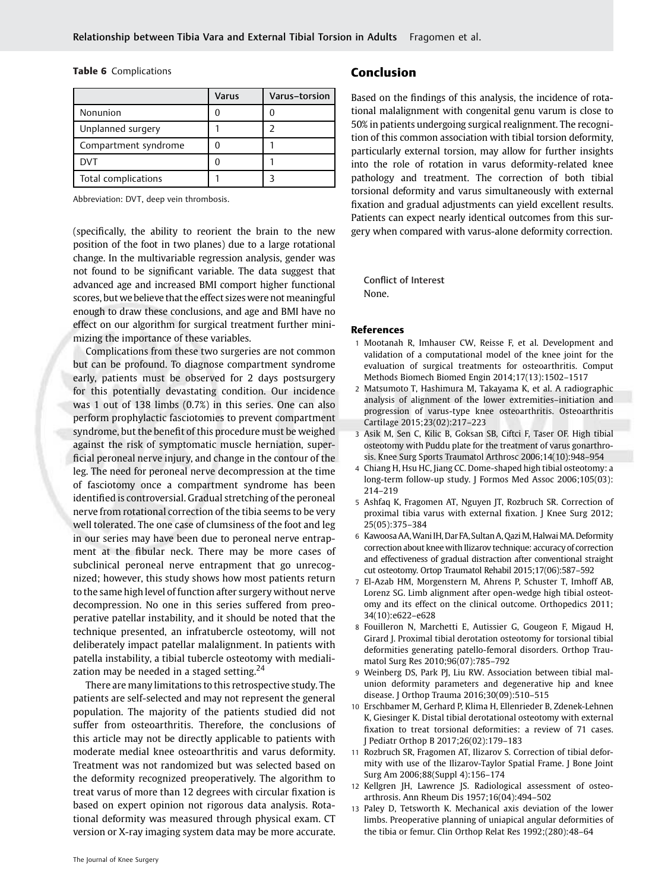**Table 6** Complications

| | Varus | Varus–torsion |
|---|---|---|
| Nonunion | 0 | 0 |
| Unplanned surgery | 1 | 2 |
| Compartment syndrome | 0 | 1 |
| DVT | 0 | 1 |
| Total complications | 1 | 3 |

Abbreviation: DVT, deep vein thrombosis.

(specifically, the ability to reorient the brain to the new position of the foot in two planes) due to a large rotational change. In the multivariable regression analysis, gender was not found to be significant variable. The data suggest that advanced age and increased BMI comport higher functional scores, but we believe that the effect sizes were not meaningful enough to draw these conclusions, and age and BMI have no effect on our algorithm for surgical treatment further minimizing the importance of these variables.

Complications from these two surgeries are not common but can be profound. To diagnose compartment syndrome early, patients must be observed for 2 days postsurgery for this potentially devastating condition. Our incidence was 1 out of 138 limbs (0.7%) in this series. One can also perform prophylactic fasciotomies to prevent compartment syndrome, but the benefit of this procedure must be weighed against the risk of symptomatic muscle herniation, superficial peroneal nerve injury, and change in the contour of the leg. The need for peroneal nerve decompression at the time of fasciotomy once a compartment syndrome has been identified is controversial. Gradual stretching of the peroneal nerve from rotational correction of the tibia seems to be very well tolerated. The one case of clumsiness of the foot and leg in our series may have been due to peroneal nerve entrapment at the fibular neck. There may be more cases of subclinical peroneal nerve entrapment that go unrecognized; however, this study shows how most patients return to the same high level of function after surgery without nerve decompression. No one in this series suffered from preoperative patellar instability, and it should be noted that the technique presented, an infratubercle osteotomy, will not deliberately impact patellar malalignment. In patients with patella instability, a tibial tubercle osteotomy with medialization may be needed in a staged setting.[24]

There are many limitations to this retrospective study. The patients are self-selected and may not represent the general population. The majority of the patients studied did not suffer from osteoarthritis. Therefore, the conclusions of this article may not be directly applicable to patients with moderate medial knee osteoarthritis and varus deformity. Treatment was not randomized but was selected based on the deformity recognized preoperatively. The algorithm to treat varus of more than 12 degrees with circular fixation is based on expert opinion not rigorous data analysis. Rotational deformity was measured through physical exam. CT version or X-ray imaging system data may be more accurate.

## Conclusion

Based on the findings of this analysis, the incidence of rotational malalignment with congenital genu varum is close to 50% in patients undergoing surgical realignment. The recognition of this common association with tibial torsion deformity, particularly external torsion, may allow for further insights into the role of rotation in varus deformity-related knee pathology and treatment. The correction of both tibial torsional deformity and varus simultaneously with external fixation and gradual adjustments can yield excellent results. Patients can expect nearly identical outcomes from this surgery when compared with varus-alone deformity correction.

Conflict of Interest
None.

## References

1. Mootanah R, Imhauser CW, Reisse F, et al. Development and validation of a computational model of the knee joint for the evaluation of surgical treatments for osteoarthritis. Comput Methods Biomech Biomed Engin 2014;17(13):1502–1517
2. Matsumoto T, Hashimura M, Takayama K, et al. A radiographic analysis of alignment of the lower extremities–initiation and progression of varus-type knee osteoarthritis. Osteoarthritis Cartilage 2015;23(02):217–223
3. Asik M, Sen C, Kilic B, Goksan SB, Ciftci F, Taser OF. High tibial osteotomy with Puddu plate for the treatment of varus gonarthrosis. Knee Surg Sports Traumatol Arthrosc 2006;14(10):948–954
4. Chiang H, Hsu HC, Jiang CC. Dome-shaped high tibial osteotomy: a long-term follow-up study. J Formos Med Assoc 2006;105(03): 214–219
5. Ashfaq K, Fragomen AT, Nguyen JT, Rozbruch SR. Correction of proximal tibia varus with external fixation. J Knee Surg 2012; 25(05):375–384
6. Kawoosa AA, Wani IH, Dar FA, Sultan A, Qazi M, Halwai MA. Deformity correction about knee with Ilizarov technique: accuracy of correction and effectiveness of gradual distraction after conventional straight cut osteotomy. Ortop Traumatol Rehabil 2015;17(06):587–592
7. El-Azab HM, Morgenstern M, Ahrens P, Schuster T, Imhoff AB, Lorenz SG. Limb alignment after open-wedge high tibial osteotomy and its effect on the clinical outcome. Orthopedics 2011; 34(10):e622–e628
8. Fouilleron N, Marchetti E, Autissier G, Gougeon F, Migaud H, Girard J. Proximal tibial derotation osteotomy for torsional tibial deformities generating patello-femoral disorders. Orthop Traumatol Surg Res 2010;96(07):785–792
9. Weinberg DS, Park PJ, Liu RW. Association between tibial malunion deformity parameters and degenerative hip and knee disease. J Orthop Trauma 2016;30(09):510–515
10. Erschbamer M, Gerhard P, Klima H, Ellenrieder B, Zdenek-Lehnen K, Giesinger K. Distal tibial derotational osteotomy with external fixation to treat torsional deformities: a review of 71 cases. J Pediatr Orthop B 2017;26(02):179–183
11. Rozbruch SR, Fragomen AT, Ilizarov S. Correction of tibial deformity with use of the Ilizarov-Taylor Spatial Frame. J Bone Joint Surg Am 2006;88(Suppl 4):156–174
12. Kellgren JH, Lawrence JS. Radiological assessment of osteoarthrosis. Ann Rheum Dis 1957;16(04):494–502
13. Paley D, Tetsworth K. Mechanical axis deviation of the lower limbs. Preoperative planning of uniapical angular deformities of the tibia or femur. Clin Orthop Relat Res 1992;(280):48–64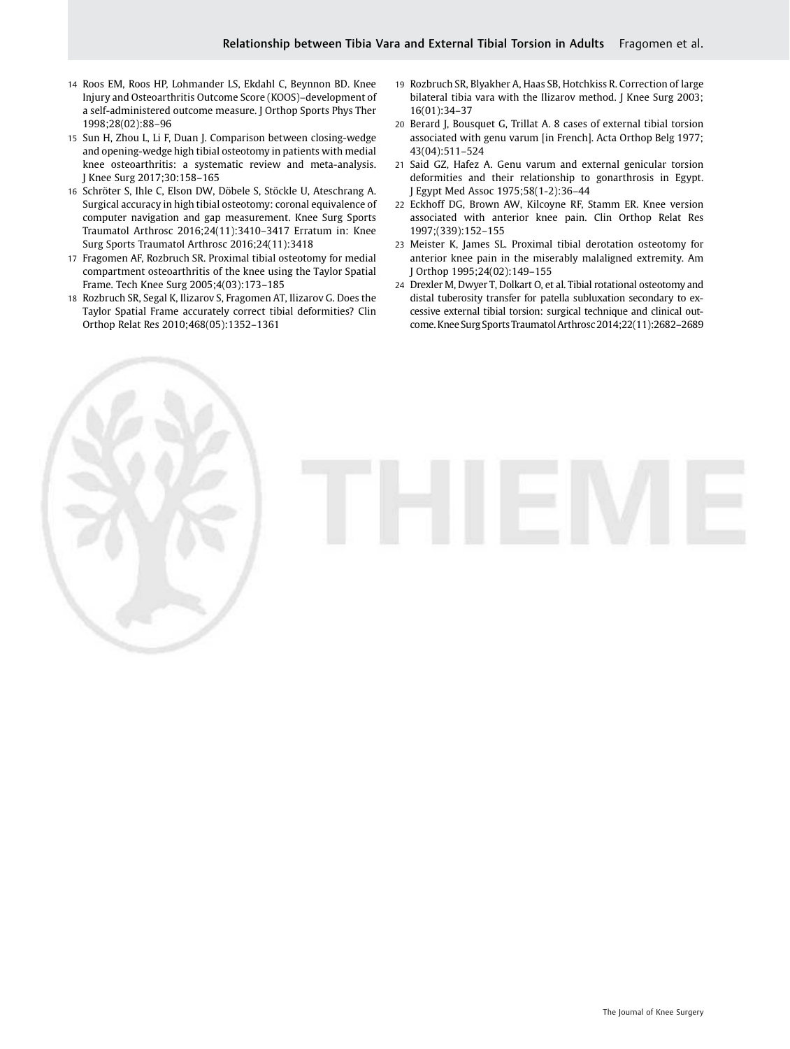14 Roos EM, Roos HP, Lohmander LS, Ekdahl C, Beynnon BD. Knee Injury and Osteoarthritis Outcome Score (KOOS)–development of a self-administered outcome measure. J Orthop Sports Phys Ther 1998;28(02):88–96

15 Sun H, Zhou L, Li F, Duan J. Comparison between closing-wedge and opening-wedge high tibial osteotomy in patients with medial knee osteoarthritis: a systematic review and meta-analysis. J Knee Surg 2017;30:158–165

16 Schröter S, Ihle C, Elson DW, Döbele S, Stöckle U, Ateschrang A. Surgical accuracy in high tibial osteotomy: coronal equivalence of computer navigation and gap measurement. Knee Surg Sports Traumatol Arthrosc 2016;24(11):3410–3417 Erratum in: Knee Surg Sports Traumatol Arthrosc 2016;24(11):3418

17 Fragomen AF, Rozbruch SR. Proximal tibial osteotomy for medial compartment osteoarthritis of the knee using the Taylor Spatial Frame. Tech Knee Surg 2005;4(03):173–185

18 Rozbruch SR, Segal K, Ilizarov S, Fragomen AT, Ilizarov G. Does the Taylor Spatial Frame accurately correct tibial deformities? Clin Orthop Relat Res 2010;468(05):1352–1361

19 Rozbruch SR, Blyakher A, Haas SB, Hotchkiss R. Correction of large bilateral tibia vara with the Ilizarov method. J Knee Surg 2003; 16(01):34–37

20 Berard J, Bousquet G, Trillat A. 8 cases of external tibial torsion associated with genu varum [in French]. Acta Orthop Belg 1977; 43(04):511–524

21 Said GZ, Hafez A. Genu varum and external genicular torsion deformities and their relationship to gonarthrosis in Egypt. J Egypt Med Assoc 1975;58(1-2):36–44

22 Eckhoff DG, Brown AW, Kilcoyne RF, Stamm ER. Knee version associated with anterior knee pain. Clin Orthop Relat Res 1997;(339):152–155

23 Meister K, James SL. Proximal tibial derotation osteotomy for anterior knee pain in the miserably malaligned extremity. Am J Orthop 1995;24(02):149–155

24 Drexler M, Dwyer T, Dolkart O, et al. Tibial rotational osteotomy and distal tuberosity transfer for patella subluxation secondary to excessive external tibial torsion: surgical technique and clinical outcome. Knee Surg Sports Traumatol Arthrosc 2014;22(11):2682–2689